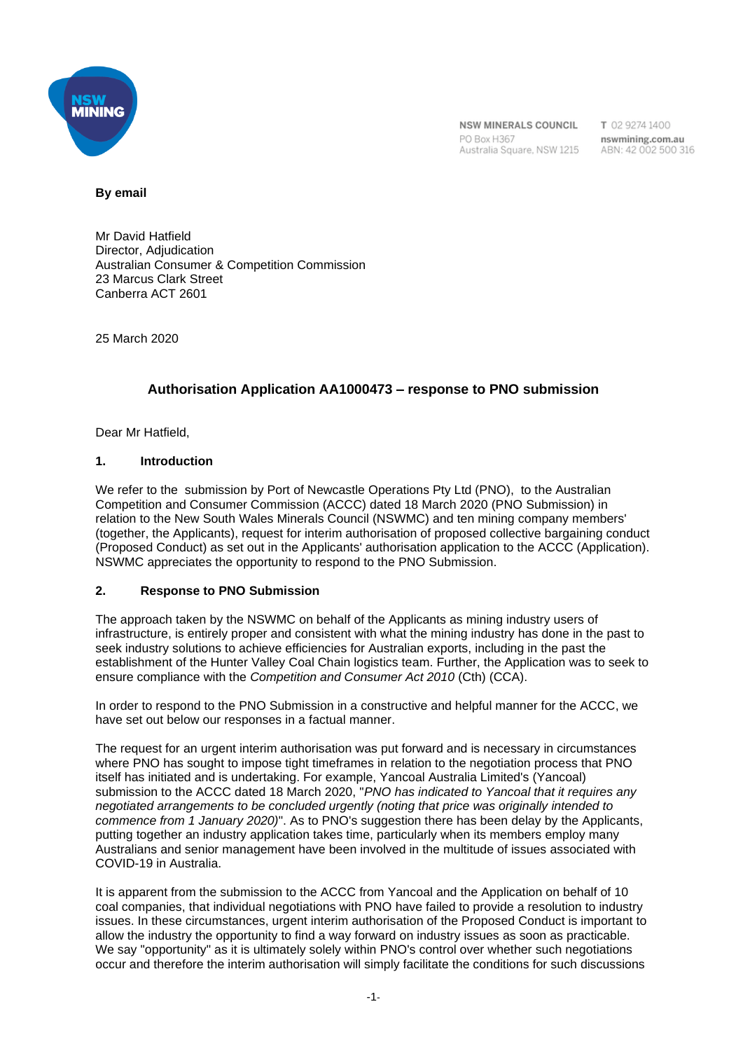NSW MINERALS COUNCIL
PO Box H367
Australia Square, NSW 1215

T 02 9274 1400
nswmining.com.au
ABN: 42 002 500 316

**By email**

Mr David Hatfield
Director, Adjudication
Australian Consumer & Competition Commission
23 Marcus Clark Street
Canberra ACT 2601

25 March 2020

**Authorisation Application AA1000473 – response to PNO submission**

Dear Mr Hatfield,

## 1. Introduction

We refer to the submission by Port of Newcastle Operations Pty Ltd (PNO), to the Australian Competition and Consumer Commission (ACCC) dated 18 March 2020 (PNO Submission) in relation to the New South Wales Minerals Council (NSWMC) and ten mining company members' (together, the Applicants), request for interim authorisation of proposed collective bargaining conduct (Proposed Conduct) as set out in the Applicants' authorisation application to the ACCC (Application). NSWMC appreciates the opportunity to respond to the PNO Submission.

## 2. Response to PNO Submission

The approach taken by the NSWMC on behalf of the Applicants as mining industry users of infrastructure, is entirely proper and consistent with what the mining industry has done in the past to seek industry solutions to achieve efficiencies for Australian exports, including in the past the establishment of the Hunter Valley Coal Chain logistics team. Further, the Application was to seek to ensure compliance with the *Competition and Consumer Act 2010* (Cth) (CCA).

In order to respond to the PNO Submission in a constructive and helpful manner for the ACCC, we have set out below our responses in a factual manner.

The request for an urgent interim authorisation was put forward and is necessary in circumstances where PNO has sought to impose tight timeframes in relation to the negotiation process that PNO itself has initiated and is undertaking. For example, Yancoal Australia Limited's (Yancoal) submission to the ACCC dated 18 March 2020, "*PNO has indicated to Yancoal that it requires any negotiated arrangements to be concluded urgently (noting that price was originally intended to commence from 1 January 2020)*". As to PNO's suggestion there has been delay by the Applicants, putting together an industry application takes time, particularly when its members employ many Australians and senior management have been involved in the multitude of issues associated with COVID-19 in Australia.

It is apparent from the submission to the ACCC from Yancoal and the Application on behalf of 10 coal companies, that individual negotiations with PNO have failed to provide a resolution to industry issues. In these circumstances, urgent interim authorisation of the Proposed Conduct is important to allow the industry the opportunity to find a way forward on industry issues as soon as practicable. We say "opportunity" as it is ultimately solely within PNO's control over whether such negotiations occur and therefore the interim authorisation will simply facilitate the conditions for such discussions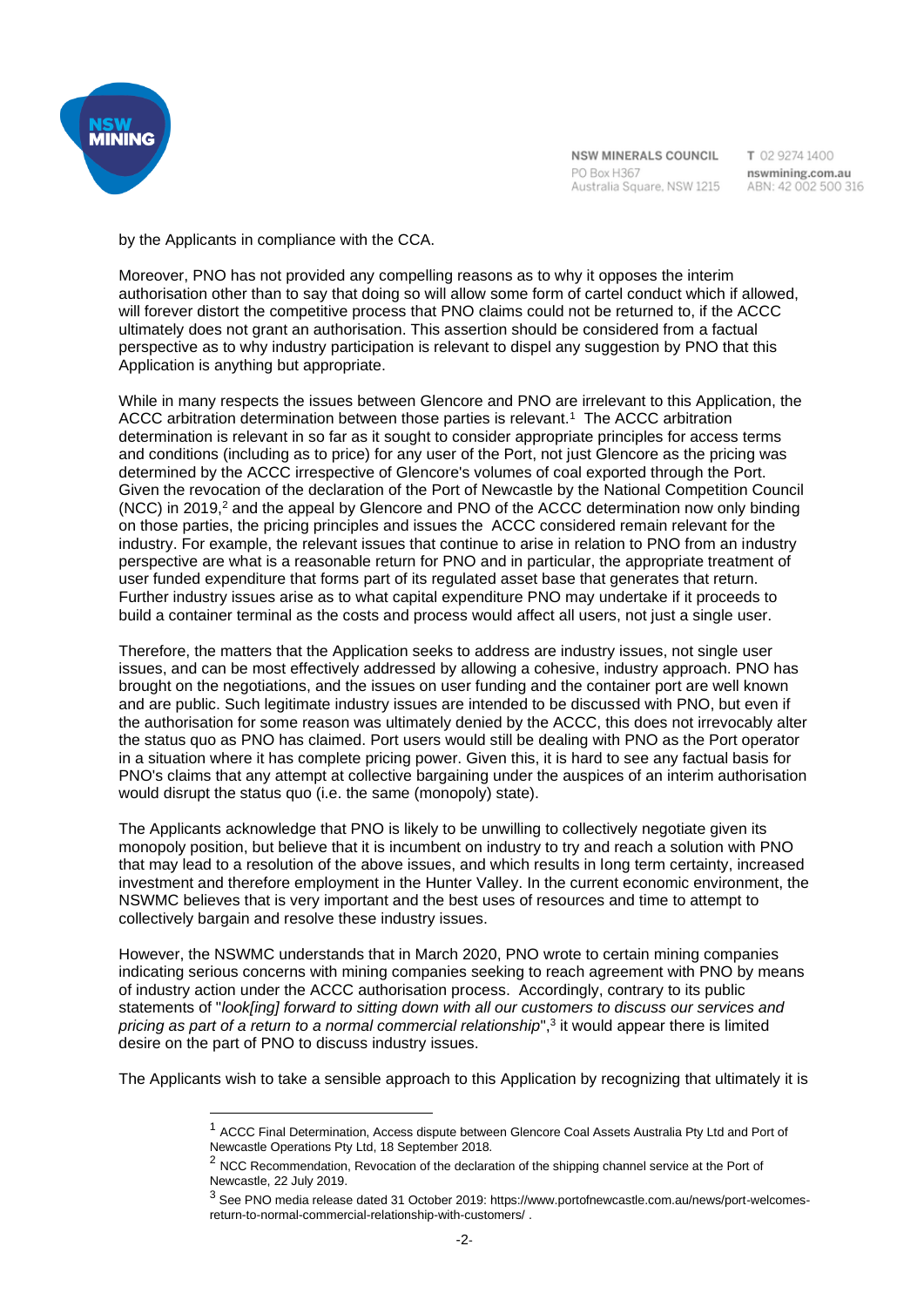by the Applicants in compliance with the CCA.

Moreover, PNO has not provided any compelling reasons as to why it opposes the interim authorisation other than to say that doing so will allow some form of cartel conduct which if allowed, will forever distort the competitive process that PNO claims could not be returned to, if the ACCC ultimately does not grant an authorisation. This assertion should be considered from a factual perspective as to why industry participation is relevant to dispel any suggestion by PNO that this Application is anything but appropriate.

While in many respects the issues between Glencore and PNO are irrelevant to this Application, the ACCC arbitration determination between those parties is relevant.[1] The ACCC arbitration determination is relevant in so far as it sought to consider appropriate principles for access terms and conditions (including as to price) for any user of the Port, not just Glencore as the pricing was determined by the ACCC irrespective of Glencore's volumes of coal exported through the Port. Given the revocation of the declaration of the Port of Newcastle by the National Competition Council (NCC) in 2019,[2] and the appeal by Glencore and PNO of the ACCC determination now only binding on those parties, the pricing principles and issues the ACCC considered remain relevant for the industry. For example, the relevant issues that continue to arise in relation to PNO from an industry perspective are what is a reasonable return for PNO and in particular, the appropriate treatment of user funded expenditure that forms part of its regulated asset base that generates that return. Further industry issues arise as to what capital expenditure PNO may undertake if it proceeds to build a container terminal as the costs and process would affect all users, not just a single user.

Therefore, the matters that the Application seeks to address are industry issues, not single user issues, and can be most effectively addressed by allowing a cohesive, industry approach. PNO has brought on the negotiations, and the issues on user funding and the container port are well known and are public. Such legitimate industry issues are intended to be discussed with PNO, but even if the authorisation for some reason was ultimately denied by the ACCC, this does not irrevocably alter the status quo as PNO has claimed. Port users would still be dealing with PNO as the Port operator in a situation where it has complete pricing power. Given this, it is hard to see any factual basis for PNO's claims that any attempt at collective bargaining under the auspices of an interim authorisation would disrupt the status quo (i.e. the same (monopoly) state).

The Applicants acknowledge that PNO is likely to be unwilling to collectively negotiate given its monopoly position, but believe that it is incumbent on industry to try and reach a solution with PNO that may lead to a resolution of the above issues, and which results in long term certainty, increased investment and therefore employment in the Hunter Valley. In the current economic environment, the NSWMC believes that is very important and the best uses of resources and time to attempt to collectively bargain and resolve these industry issues.

However, the NSWMC understands that in March 2020, PNO wrote to certain mining companies indicating serious concerns with mining companies seeking to reach agreement with PNO by means of industry action under the ACCC authorisation process. Accordingly, contrary to its public statements of "*look[ing] forward to sitting down with all our customers to discuss our services and pricing as part of a return to a normal commercial relationship*",[3] it would appear there is limited desire on the part of PNO to discuss industry issues.

The Applicants wish to take a sensible approach to this Application by recognizing that ultimately it is

---

[1] ACCC Final Determination, Access dispute between Glencore Coal Assets Australia Pty Ltd and Port of Newcastle Operations Pty Ltd, 18 September 2018.

[2] NCC Recommendation, Revocation of the declaration of the shipping channel service at the Port of Newcastle, 22 July 2019.

[3] See PNO media release dated 31 October 2019: https://www.portofnewcastle.com.au/news/port-welcomes-return-to-normal-commercial-relationship-with-customers/ .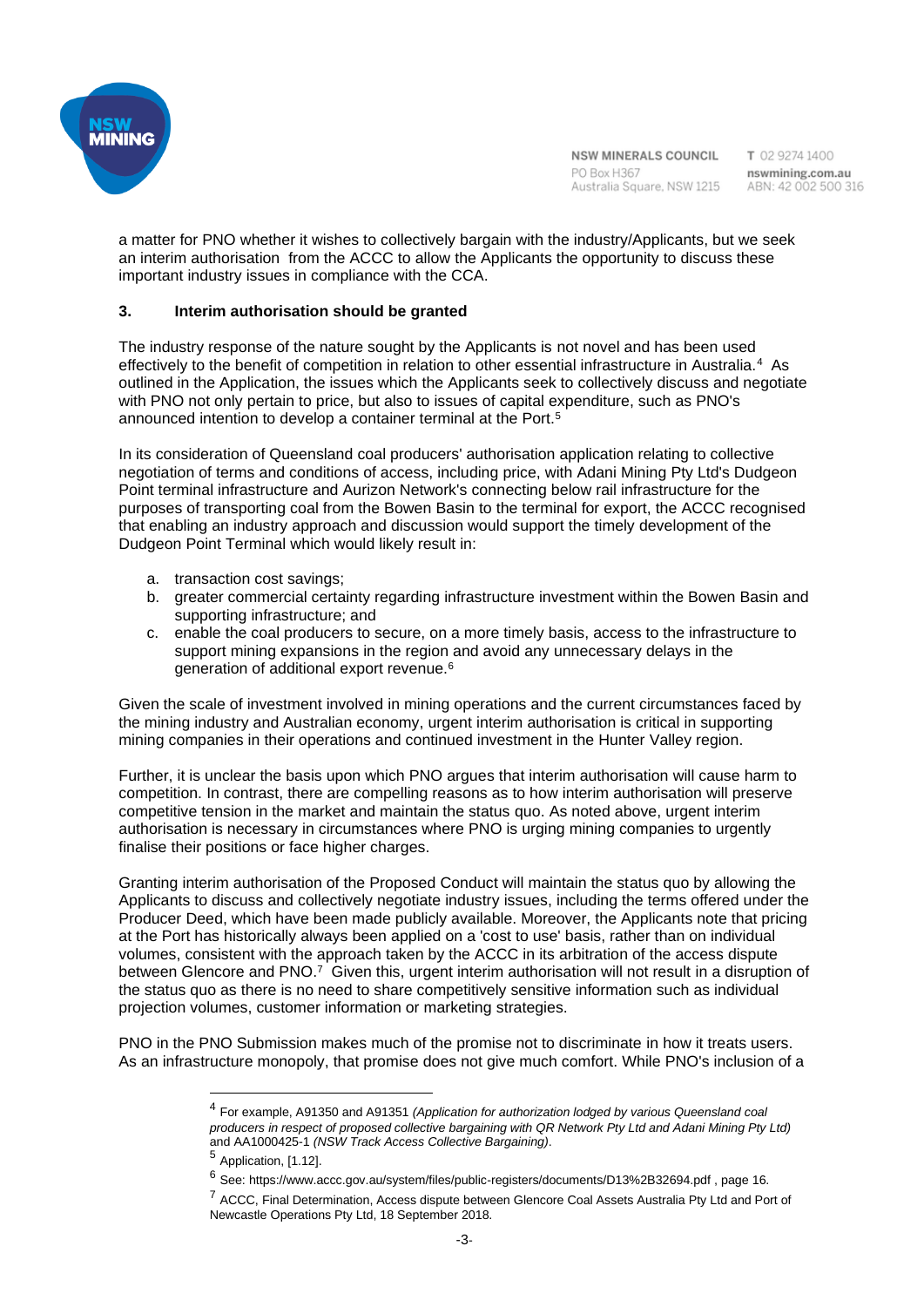a matter for PNO whether it wishes to collectively bargain with the industry/Applicants, but we seek an interim authorisation from the ACCC to allow the Applicants the opportunity to discuss these important industry issues in compliance with the CCA.

## 3. Interim authorisation should be granted

The industry response of the nature sought by the Applicants is not novel and has been used effectively to the benefit of competition in relation to other essential infrastructure in Australia.[4] As outlined in the Application, the issues which the Applicants seek to collectively discuss and negotiate with PNO not only pertain to price, but also to issues of capital expenditure, such as PNO's announced intention to develop a container terminal at the Port.[5]

In its consideration of Queensland coal producers' authorisation application relating to collective negotiation of terms and conditions of access, including price, with Adani Mining Pty Ltd's Dudgeon Point terminal infrastructure and Aurizon Network's connecting below rail infrastructure for the purposes of transporting coal from the Bowen Basin to the terminal for export, the ACCC recognised that enabling an industry approach and discussion would support the timely development of the Dudgeon Point Terminal which would likely result in:

a. transaction cost savings;
b. greater commercial certainty regarding infrastructure investment within the Bowen Basin and supporting infrastructure; and
c. enable the coal producers to secure, on a more timely basis, access to the infrastructure to support mining expansions in the region and avoid any unnecessary delays in the generation of additional export revenue.[6]

Given the scale of investment involved in mining operations and the current circumstances faced by the mining industry and Australian economy, urgent interim authorisation is critical in supporting mining companies in their operations and continued investment in the Hunter Valley region.

Further, it is unclear the basis upon which PNO argues that interim authorisation will cause harm to competition. In contrast, there are compelling reasons as to how interim authorisation will preserve competitive tension in the market and maintain the status quo. As noted above, urgent interim authorisation is necessary in circumstances where PNO is urging mining companies to urgently finalise their positions or face higher charges.

Granting interim authorisation of the Proposed Conduct will maintain the status quo by allowing the Applicants to discuss and collectively negotiate industry issues, including the terms offered under the Producer Deed, which have been made publicly available. Moreover, the Applicants note that pricing at the Port has historically always been applied on a 'cost to use' basis, rather than on individual volumes, consistent with the approach taken by the ACCC in its arbitration of the access dispute between Glencore and PNO.[7] Given this, urgent interim authorisation will not result in a disruption of the status quo as there is no need to share competitively sensitive information such as individual projection volumes, customer information or marketing strategies.

PNO in the PNO Submission makes much of the promise not to discriminate in how it treats users. As an infrastructure monopoly, that promise does not give much comfort. While PNO's inclusion of a

---

[4] For example, A91350 and A91351 *(Application for authorization lodged by various Queensland coal producers in respect of proposed collective bargaining with QR Network Pty Ltd and Adani Mining Pty Ltd)* and AA1000425-1 *(NSW Track Access Collective Bargaining)*.

[5] Application, [1.12].

[6] See: https://www.accc.gov.au/system/files/public-registers/documents/D13%2B32694.pdf , page 16.

[7] ACCC, Final Determination, Access dispute between Glencore Coal Assets Australia Pty Ltd and Port of Newcastle Operations Pty Ltd, 18 September 2018.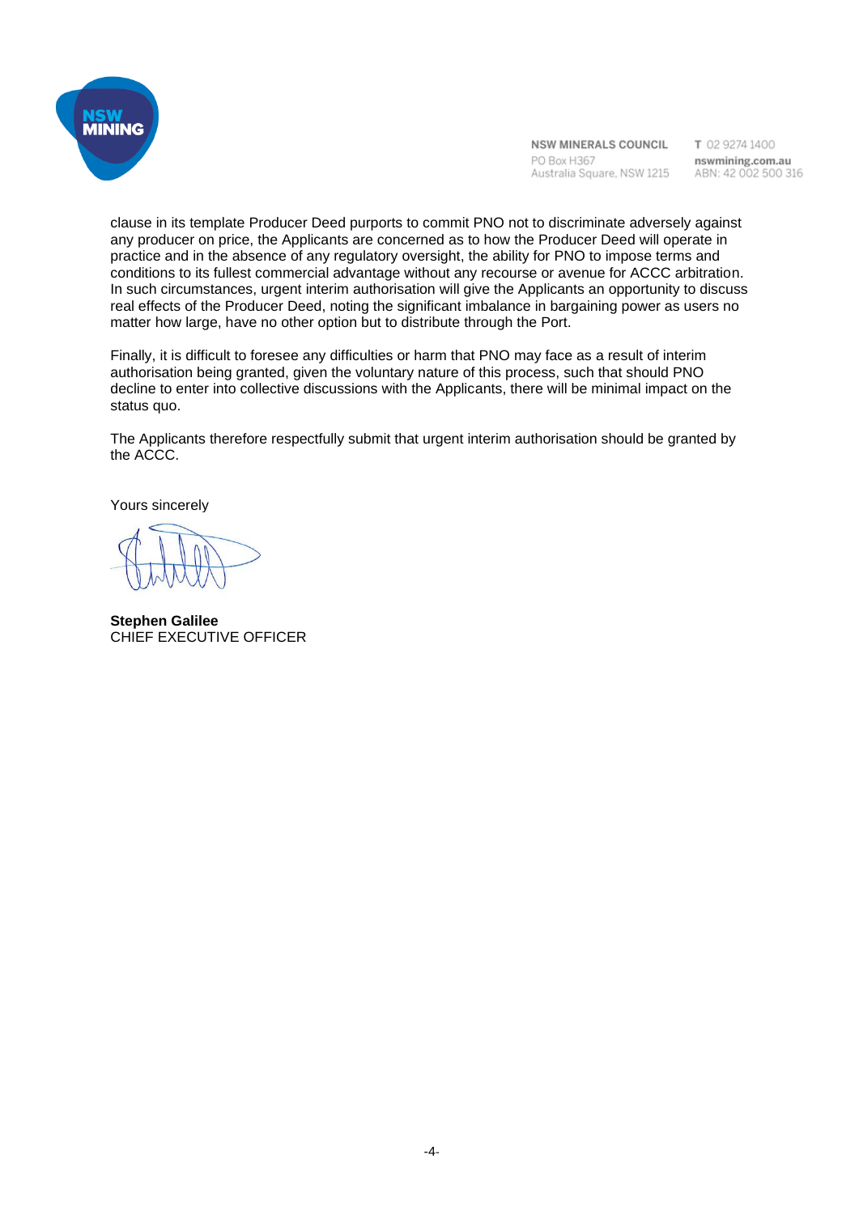clause in its template Producer Deed purports to commit PNO not to discriminate adversely against any producer on price, the Applicants are concerned as to how the Producer Deed will operate in practice and in the absence of any regulatory oversight, the ability for PNO to impose terms and conditions to its fullest commercial advantage without any recourse or avenue for ACCC arbitration. In such circumstances, urgent interim authorisation will give the Applicants an opportunity to discuss real effects of the Producer Deed, noting the significant imbalance in bargaining power as users no matter how large, have no other option but to distribute through the Port.

Finally, it is difficult to foresee any difficulties or harm that PNO may face as a result of interim authorisation being granted, given the voluntary nature of this process, such that should PNO decline to enter into collective discussions with the Applicants, there will be minimal impact on the status quo.

The Applicants therefore respectfully submit that urgent interim authorisation should be granted by the ACCC.

Yours sincerely

**Stephen Galilee**
CHIEF EXECUTIVE OFFICER